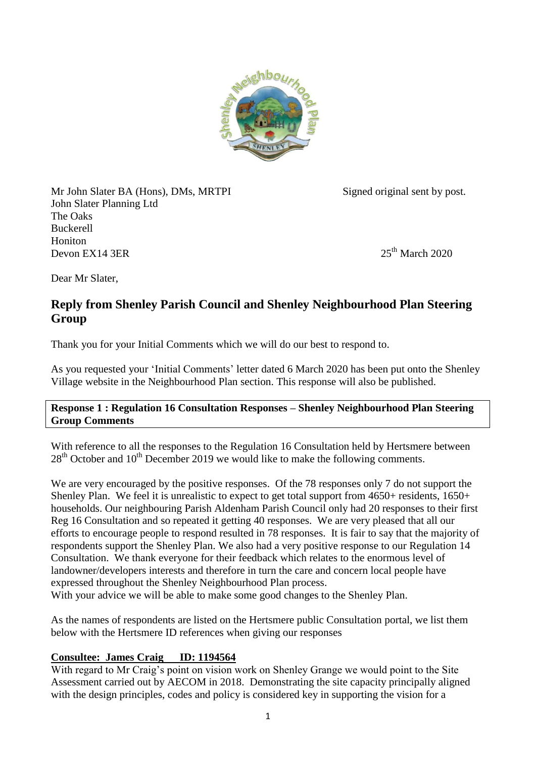Mr John Slater BA (Hons), DMs, MRTPI
John Slater Planning Ltd
The Oaks
Buckerell
Honiton
Devon EX14 3ER

Signed original sent by post.

25th March 2020

Dear Mr Slater,

## Reply from Shenley Parish Council and Shenley Neighbourhood Plan Steering Group

Thank you for your Initial Comments which we will do our best to respond to.

As you requested your 'Initial Comments' letter dated 6 March 2020 has been put onto the Shenley Village website in the Neighbourhood Plan section. This response will also be published.

**Response 1 : Regulation 16 Consultation Responses – Shenley Neighbourhood Plan Steering Group Comments**

With reference to all the responses to the Regulation 16 Consultation held by Hertsmere between 28th October and 10th December 2019 we would like to make the following comments.

We are very encouraged by the positive responses. Of the 78 responses only 7 do not support the Shenley Plan. We feel it is unrealistic to expect to get total support from 4650+ residents, 1650+ households. Our neighbouring Parish Aldenham Parish Council only had 20 responses to their first Reg 16 Consultation and so repeated it getting 40 responses. We are very pleased that all our efforts to encourage people to respond resulted in 78 responses. It is fair to say that the majority of respondents support the Shenley Plan. We also had a very positive response to our Regulation 14 Consultation. We thank everyone for their feedback which relates to the enormous level of landowner/developers interests and therefore in turn the care and concern local people have expressed throughout the Shenley Neighbourhood Plan process.
With your advice we will be able to make some good changes to the Shenley Plan.

As the names of respondents are listed on the Hertsmere public Consultation portal, we list them below with the Hertsmere ID references when giving our responses

**Consultee: James Craig ID: 1194564**

With regard to Mr Craig's point on vision work on Shenley Grange we would point to the Site Assessment carried out by AECOM in 2018. Demonstrating the site capacity principally aligned with the design principles, codes and policy is considered key in supporting the vision for a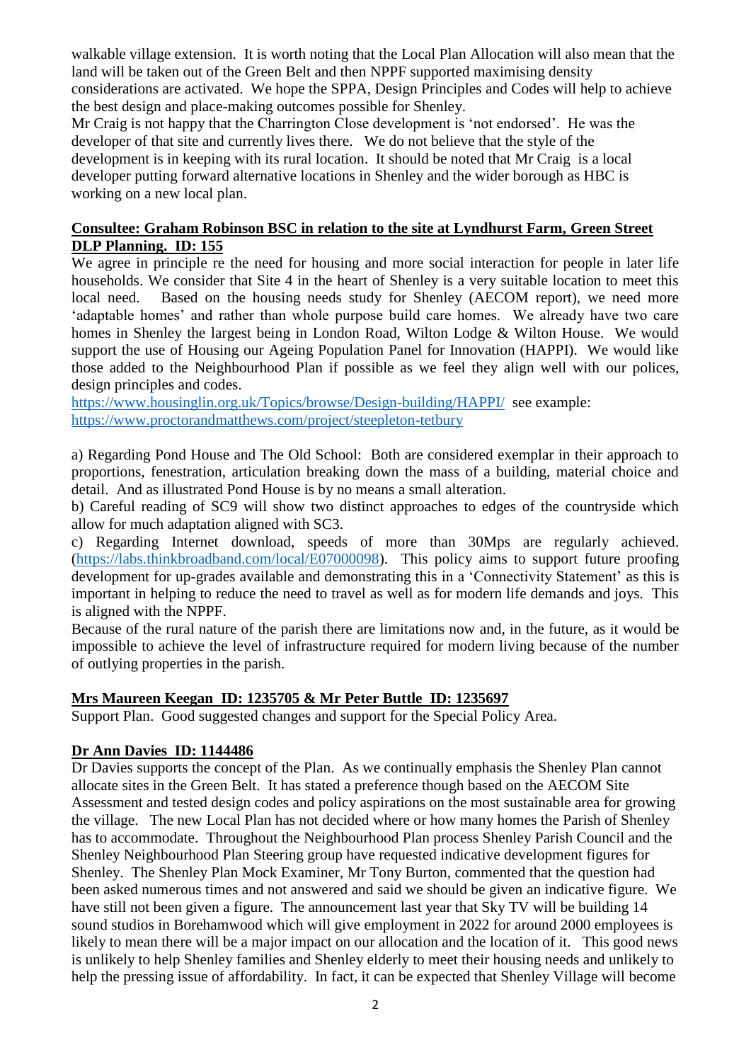walkable village extension. It is worth noting that the Local Plan Allocation will also mean that the land will be taken out of the Green Belt and then NPPF supported maximising density considerations are activated. We hope the SPPA, Design Principles and Codes will help to achieve the best design and place-making outcomes possible for Shenley.

Mr Craig is not happy that the Charrington Close development is 'not endorsed'. He was the developer of that site and currently lives there. We do not believe that the style of the development is in keeping with its rural location. It should be noted that Mr Craig is a local developer putting forward alternative locations in Shenley and the wider borough as HBC is working on a new local plan.

**Consultee: Graham Robinson BSC in relation to the site at Lyndhurst Farm, Green Street DLP Planning. ID: 155**

We agree in principle re the need for housing and more social interaction for people in later life households. We consider that Site 4 in the heart of Shenley is a very suitable location to meet this local need. Based on the housing needs study for Shenley (AECOM report), we need more 'adaptable homes' and rather than whole purpose build care homes. We already have two care homes in Shenley the largest being in London Road, Wilton Lodge & Wilton House. We would support the use of Housing our Ageing Population Panel for Innovation (HAPPI). We would like those added to the Neighbourhood Plan if possible as we feel they align well with our polices, design principles and codes.

https://www.housinglin.org.uk/Topics/browse/Design-building/HAPPI/ see example:
https://www.proctorandmatthews.com/project/steepleton-tetbury

a) Regarding Pond House and The Old School: Both are considered exemplar in their approach to proportions, fenestration, articulation breaking down the mass of a building, material choice and detail. And as illustrated Pond House is by no means a small alteration.

b) Careful reading of SC9 will show two distinct approaches to edges of the countryside which allow for much adaptation aligned with SC3.

c) Regarding Internet download, speeds of more than 30Mps are regularly achieved. (https://labs.thinkbroadband.com/local/E07000098). This policy aims to support future proofing development for up-grades available and demonstrating this in a 'Connectivity Statement' as this is important in helping to reduce the need to travel as well as for modern life demands and joys. This is aligned with the NPPF.

Because of the rural nature of the parish there are limitations now and, in the future, as it would be impossible to achieve the level of infrastructure required for modern living because of the number of outlying properties in the parish.

**Mrs Maureen Keegan ID: 1235705 & Mr Peter Buttle ID: 1235697**

Support Plan. Good suggested changes and support for the Special Policy Area.

**Dr Ann Davies ID: 1144486**

Dr Davies supports the concept of the Plan. As we continually emphasis the Shenley Plan cannot allocate sites in the Green Belt. It has stated a preference though based on the AECOM Site Assessment and tested design codes and policy aspirations on the most sustainable area for growing the village. The new Local Plan has not decided where or how many homes the Parish of Shenley has to accommodate. Throughout the Neighbourhood Plan process Shenley Parish Council and the Shenley Neighbourhood Plan Steering group have requested indicative development figures for Shenley. The Shenley Plan Mock Examiner, Mr Tony Burton, commented that the question had been asked numerous times and not answered and said we should be given an indicative figure. We have still not been given a figure. The announcement last year that Sky TV will be building 14 sound studios in Borehamwood which will give employment in 2022 for around 2000 employees is likely to mean there will be a major impact on our allocation and the location of it. This good news is unlikely to help Shenley families and Shenley elderly to meet their housing needs and unlikely to help the pressing issue of affordability. In fact, it can be expected that Shenley Village will become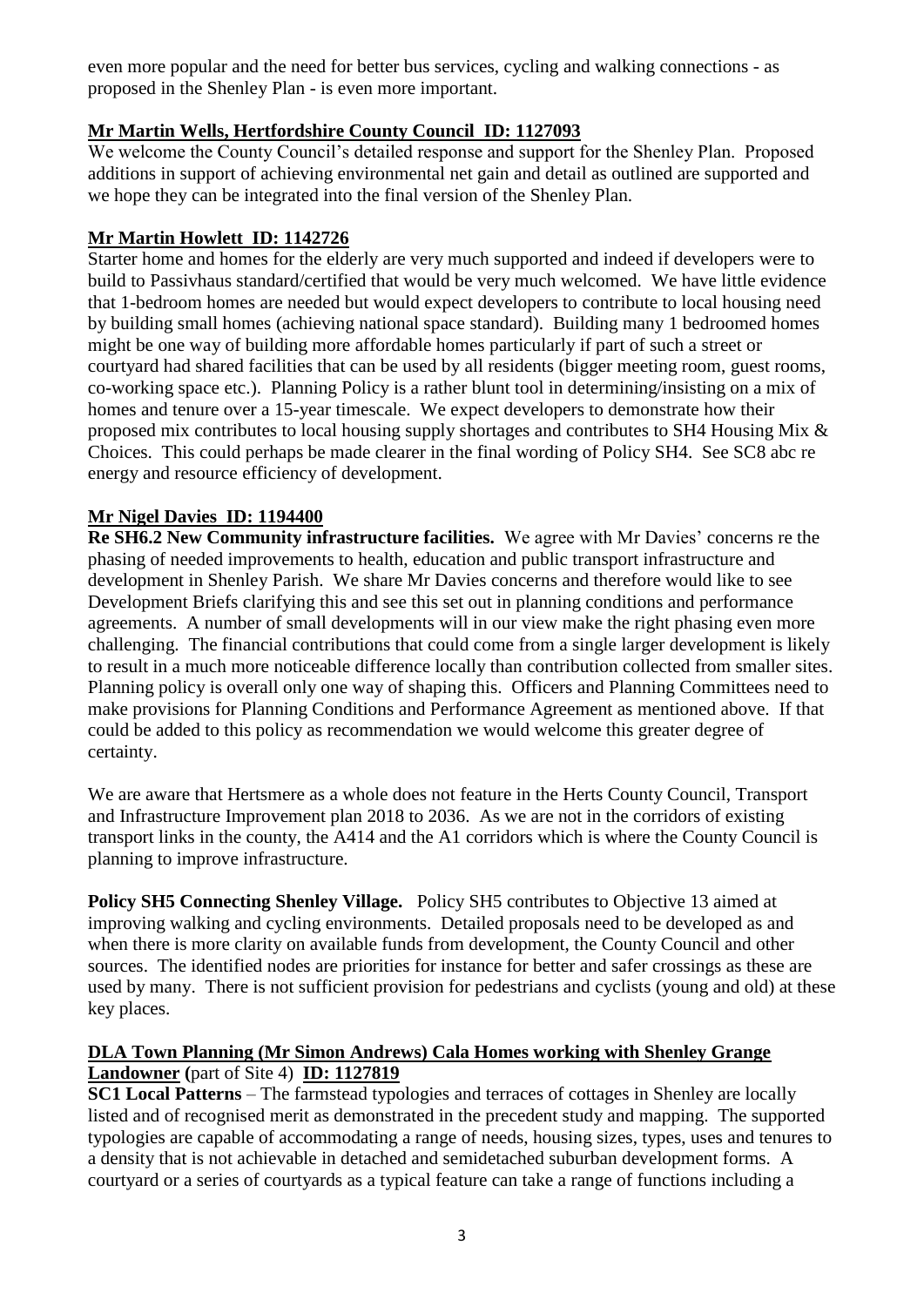even more popular and the need for better bus services, cycling and walking connections - as proposed in the Shenley Plan - is even more important.

**Mr Martin Wells, Hertfordshire County Council ID: 1127093**

We welcome the County Council's detailed response and support for the Shenley Plan. Proposed additions in support of achieving environmental net gain and detail as outlined are supported and we hope they can be integrated into the final version of the Shenley Plan.

**Mr Martin Howlett ID: 1142726**

Starter home and homes for the elderly are very much supported and indeed if developers were to build to Passivhaus standard/certified that would be very much welcomed. We have little evidence that 1-bedroom homes are needed but would expect developers to contribute to local housing need by building small homes (achieving national space standard). Building many 1 bedroomed homes might be one way of building more affordable homes particularly if part of such a street or courtyard had shared facilities that can be used by all residents (bigger meeting room, guest rooms, co-working space etc.). Planning Policy is a rather blunt tool in determining/insisting on a mix of homes and tenure over a 15-year timescale. We expect developers to demonstrate how their proposed mix contributes to local housing supply shortages and contributes to SH4 Housing Mix & Choices. This could perhaps be made clearer in the final wording of Policy SH4. See SC8 abc re energy and resource efficiency of development.

**Mr Nigel Davies ID: 1194400**

**Re SH6.2 New Community infrastructure facilities.** We agree with Mr Davies' concerns re the phasing of needed improvements to health, education and public transport infrastructure and development in Shenley Parish. We share Mr Davies concerns and therefore would like to see Development Briefs clarifying this and see this set out in planning conditions and performance agreements. A number of small developments will in our view make the right phasing even more challenging. The financial contributions that could come from a single larger development is likely to result in a much more noticeable difference locally than contribution collected from smaller sites. Planning policy is overall only one way of shaping this. Officers and Planning Committees need to make provisions for Planning Conditions and Performance Agreement as mentioned above. If that could be added to this policy as recommendation we would welcome this greater degree of certainty.

We are aware that Hertsmere as a whole does not feature in the Herts County Council, Transport and Infrastructure Improvement plan 2018 to 2036. As we are not in the corridors of existing transport links in the county, the A414 and the A1 corridors which is where the County Council is planning to improve infrastructure.

**Policy SH5 Connecting Shenley Village.** Policy SH5 contributes to Objective 13 aimed at improving walking and cycling environments. Detailed proposals need to be developed as and when there is more clarity on available funds from development, the County Council and other sources. The identified nodes are priorities for instance for better and safer crossings as these are used by many. There is not sufficient provision for pedestrians and cyclists (young and old) at these key places.

**DLA Town Planning (Mr Simon Andrews) Cala Homes working with Shenley Grange Landowner (**part of Site 4**) ID: 1127819**

**SC1 Local Patterns** – The farmstead typologies and terraces of cottages in Shenley are locally listed and of recognised merit as demonstrated in the precedent study and mapping. The supported typologies are capable of accommodating a range of needs, housing sizes, types, uses and tenures to a density that is not achievable in detached and semidetached suburban development forms. A courtyard or a series of courtyards as a typical feature can take a range of functions including a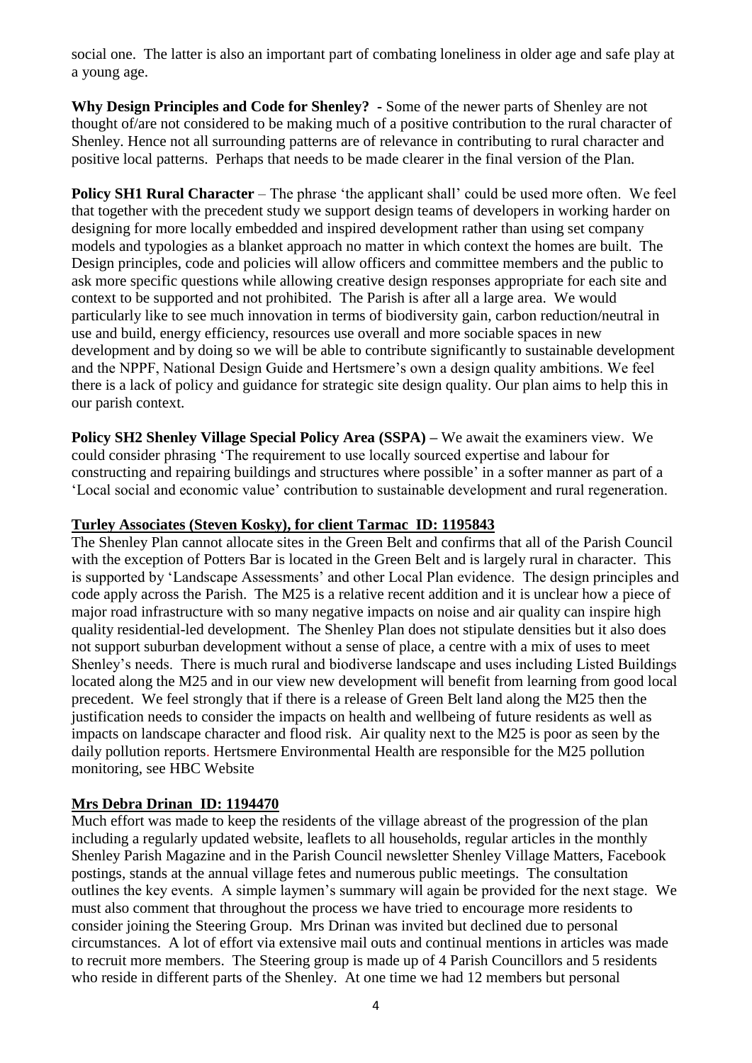social one. The latter is also an important part of combating loneliness in older age and safe play at a young age.

**Why Design Principles and Code for Shenley? -** Some of the newer parts of Shenley are not thought of/are not considered to be making much of a positive contribution to the rural character of Shenley. Hence not all surrounding patterns are of relevance in contributing to rural character and positive local patterns. Perhaps that needs to be made clearer in the final version of the Plan.

**Policy SH1 Rural Character** – The phrase 'the applicant shall' could be used more often. We feel that together with the precedent study we support design teams of developers in working harder on designing for more locally embedded and inspired development rather than using set company models and typologies as a blanket approach no matter in which context the homes are built. The Design principles, code and policies will allow officers and committee members and the public to ask more specific questions while allowing creative design responses appropriate for each site and context to be supported and not prohibited. The Parish is after all a large area. We would particularly like to see much innovation in terms of biodiversity gain, carbon reduction/neutral in use and build, energy efficiency, resources use overall and more sociable spaces in new development and by doing so we will be able to contribute significantly to sustainable development and the NPPF, National Design Guide and Hertsmere's own a design quality ambitions. We feel there is a lack of policy and guidance for strategic site design quality. Our plan aims to help this in our parish context.

**Policy SH2 Shenley Village Special Policy Area (SSPA) –** We await the examiners view. We could consider phrasing 'The requirement to use locally sourced expertise and labour for constructing and repairing buildings and structures where possible' in a softer manner as part of a 'Local social and economic value' contribution to sustainable development and rural regeneration.

**Turley Associates (Steven Kosky), for client Tarmac ID: 1195843**

The Shenley Plan cannot allocate sites in the Green Belt and confirms that all of the Parish Council with the exception of Potters Bar is located in the Green Belt and is largely rural in character. This is supported by 'Landscape Assessments' and other Local Plan evidence. The design principles and code apply across the Parish. The M25 is a relative recent addition and it is unclear how a piece of major road infrastructure with so many negative impacts on noise and air quality can inspire high quality residential-led development. The Shenley Plan does not stipulate densities but it also does not support suburban development without a sense of place, a centre with a mix of uses to meet Shenley's needs. There is much rural and biodiverse landscape and uses including Listed Buildings located along the M25 and in our view new development will benefit from learning from good local precedent. We feel strongly that if there is a release of Green Belt land along the M25 then the justification needs to consider the impacts on health and wellbeing of future residents as well as impacts on landscape character and flood risk. Air quality next to the M25 is poor as seen by the daily pollution reports. Hertsmere Environmental Health are responsible for the M25 pollution monitoring, see HBC Website

**Mrs Debra Drinan ID: 1194470**

Much effort was made to keep the residents of the village abreast of the progression of the plan including a regularly updated website, leaflets to all households, regular articles in the monthly Shenley Parish Magazine and in the Parish Council newsletter Shenley Village Matters, Facebook postings, stands at the annual village fetes and numerous public meetings. The consultation outlines the key events. A simple laymen's summary will again be provided for the next stage. We must also comment that throughout the process we have tried to encourage more residents to consider joining the Steering Group. Mrs Drinan was invited but declined due to personal circumstances. A lot of effort via extensive mail outs and continual mentions in articles was made to recruit more members. The Steering group is made up of 4 Parish Councillors and 5 residents who reside in different parts of the Shenley. At one time we had 12 members but personal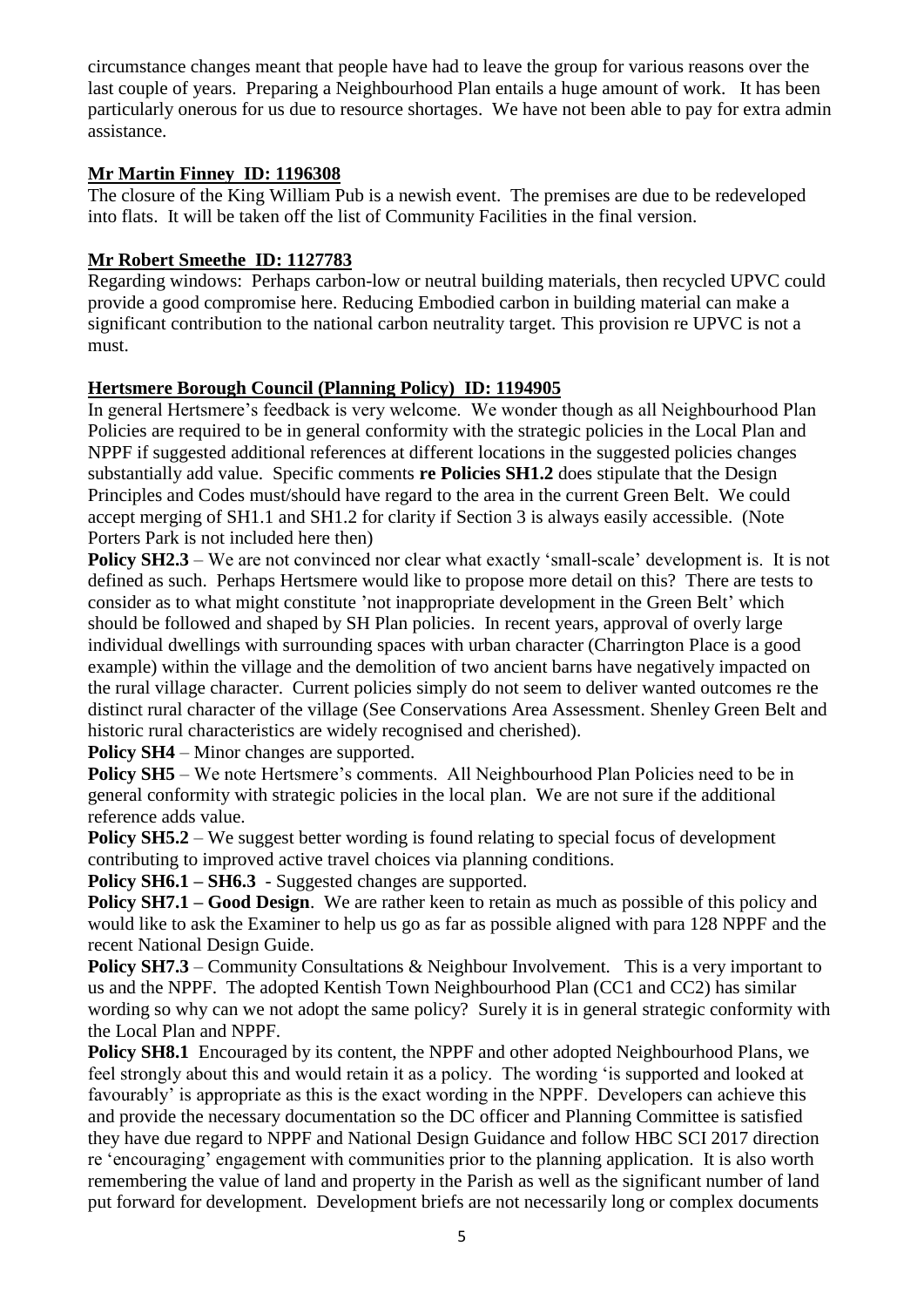circumstance changes meant that people have had to leave the group for various reasons over the last couple of years. Preparing a Neighbourhood Plan entails a huge amount of work. It has been particularly onerous for us due to resource shortages. We have not been able to pay for extra admin assistance.

**Mr Martin Finney ID: 1196308**

The closure of the King William Pub is a newish event. The premises are due to be redeveloped into flats. It will be taken off the list of Community Facilities in the final version.

**Mr Robert Smeethe ID: 1127783**

Regarding windows: Perhaps carbon-low or neutral building materials, then recycled UPVC could provide a good compromise here. Reducing Embodied carbon in building material can make a significant contribution to the national carbon neutrality target. This provision re UPVC is not a must.

**Hertsmere Borough Council (Planning Policy) ID: 1194905**

In general Hertsmere's feedback is very welcome. We wonder though as all Neighbourhood Plan Policies are required to be in general conformity with the strategic policies in the Local Plan and NPPF if suggested additional references at different locations in the suggested policies changes substantially add value. Specific comments **re Policies SH1.2** does stipulate that the Design Principles and Codes must/should have regard to the area in the current Green Belt. We could accept merging of SH1.1 and SH1.2 for clarity if Section 3 is always easily accessible. (Note Porters Park is not included here then)

**Policy SH2.3** – We are not convinced nor clear what exactly 'small-scale' development is. It is not defined as such. Perhaps Hertsmere would like to propose more detail on this? There are tests to consider as to what might constitute 'not inappropriate development in the Green Belt' which should be followed and shaped by SH Plan policies. In recent years, approval of overly large individual dwellings with surrounding spaces with urban character (Charrington Place is a good example) within the village and the demolition of two ancient barns have negatively impacted on the rural village character. Current policies simply do not seem to deliver wanted outcomes re the distinct rural character of the village (See Conservations Area Assessment. Shenley Green Belt and historic rural characteristics are widely recognised and cherished).

**Policy SH4** – Minor changes are supported.

**Policy SH5** – We note Hertsmere's comments. All Neighbourhood Plan Policies need to be in general conformity with strategic policies in the local plan. We are not sure if the additional reference adds value.

**Policy SH5.2** – We suggest better wording is found relating to special focus of development contributing to improved active travel choices via planning conditions.

**Policy SH6.1 – SH6.3** - Suggested changes are supported.

**Policy SH7.1 – Good Design**. We are rather keen to retain as much as possible of this policy and would like to ask the Examiner to help us go as far as possible aligned with para 128 NPPF and the recent National Design Guide.

**Policy SH7.3** – Community Consultations & Neighbour Involvement. This is a very important to us and the NPPF. The adopted Kentish Town Neighbourhood Plan (CC1 and CC2) has similar wording so why can we not adopt the same policy? Surely it is in general strategic conformity with the Local Plan and NPPF.

**Policy SH8.1** Encouraged by its content, the NPPF and other adopted Neighbourhood Plans, we feel strongly about this and would retain it as a policy. The wording 'is supported and looked at favourably' is appropriate as this is the exact wording in the NPPF. Developers can achieve this and provide the necessary documentation so the DC officer and Planning Committee is satisfied they have due regard to NPPF and National Design Guidance and follow HBC SCI 2017 direction re 'encouraging' engagement with communities prior to the planning application. It is also worth remembering the value of land and property in the Parish as well as the significant number of land put forward for development. Development briefs are not necessarily long or complex documents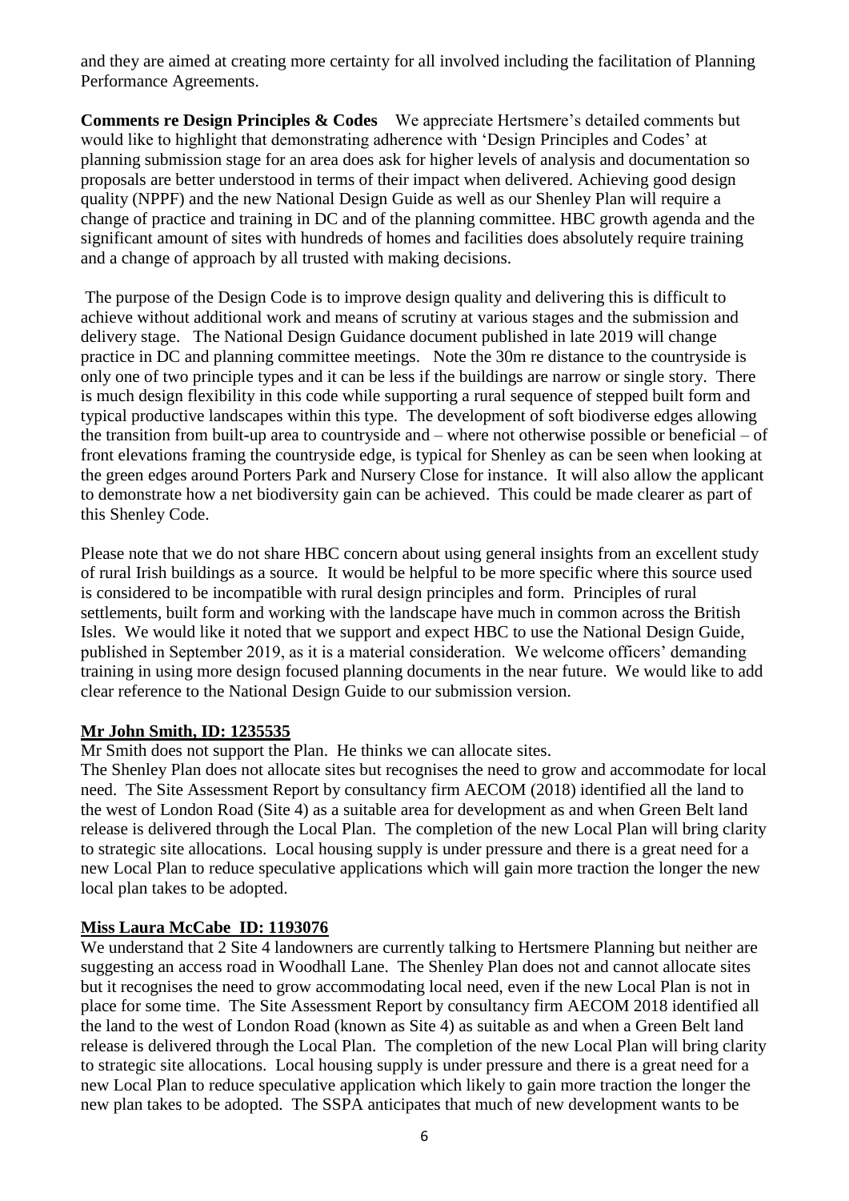and they are aimed at creating more certainty for all involved including the facilitation of Planning Performance Agreements.

**Comments re Design Principles & Codes** We appreciate Hertsmere's detailed comments but would like to highlight that demonstrating adherence with 'Design Principles and Codes' at planning submission stage for an area does ask for higher levels of analysis and documentation so proposals are better understood in terms of their impact when delivered. Achieving good design quality (NPPF) and the new National Design Guide as well as our Shenley Plan will require a change of practice and training in DC and of the planning committee. HBC growth agenda and the significant amount of sites with hundreds of homes and facilities does absolutely require training and a change of approach by all trusted with making decisions.

The purpose of the Design Code is to improve design quality and delivering this is difficult to achieve without additional work and means of scrutiny at various stages and the submission and delivery stage. The National Design Guidance document published in late 2019 will change practice in DC and planning committee meetings. Note the 30m re distance to the countryside is only one of two principle types and it can be less if the buildings are narrow or single story. There is much design flexibility in this code while supporting a rural sequence of stepped built form and typical productive landscapes within this type. The development of soft biodiverse edges allowing the transition from built-up area to countryside and – where not otherwise possible or beneficial – of front elevations framing the countryside edge, is typical for Shenley as can be seen when looking at the green edges around Porters Park and Nursery Close for instance. It will also allow the applicant to demonstrate how a net biodiversity gain can be achieved. This could be made clearer as part of this Shenley Code.

Please note that we do not share HBC concern about using general insights from an excellent study of rural Irish buildings as a source. It would be helpful to be more specific where this source used is considered to be incompatible with rural design principles and form. Principles of rural settlements, built form and working with the landscape have much in common across the British Isles. We would like it noted that we support and expect HBC to use the National Design Guide, published in September 2019, as it is a material consideration. We welcome officers' demanding training in using more design focused planning documents in the near future. We would like to add clear reference to the National Design Guide to our submission version.

**Mr John Smith, ID: 1235535**

Mr Smith does not support the Plan. He thinks we can allocate sites.

The Shenley Plan does not allocate sites but recognises the need to grow and accommodate for local need. The Site Assessment Report by consultancy firm AECOM (2018) identified all the land to the west of London Road (Site 4) as a suitable area for development as and when Green Belt land release is delivered through the Local Plan. The completion of the new Local Plan will bring clarity to strategic site allocations. Local housing supply is under pressure and there is a great need for a new Local Plan to reduce speculative applications which will gain more traction the longer the new local plan takes to be adopted.

**Miss Laura McCabe ID: 1193076**

We understand that 2 Site 4 landowners are currently talking to Hertsmere Planning but neither are suggesting an access road in Woodhall Lane. The Shenley Plan does not and cannot allocate sites but it recognises the need to grow accommodating local need, even if the new Local Plan is not in place for some time. The Site Assessment Report by consultancy firm AECOM 2018 identified all the land to the west of London Road (known as Site 4) as suitable as and when a Green Belt land release is delivered through the Local Plan. The completion of the new Local Plan will bring clarity to strategic site allocations. Local housing supply is under pressure and there is a great need for a new Local Plan to reduce speculative application which likely to gain more traction the longer the new plan takes to be adopted. The SSPA anticipates that much of new development wants to be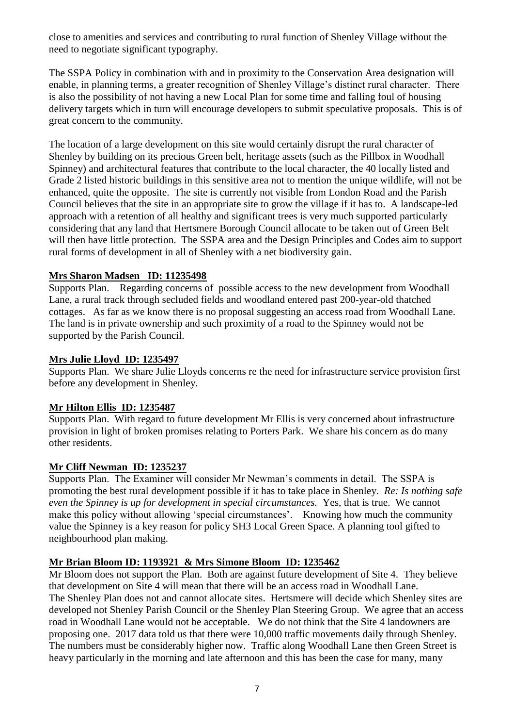close to amenities and services and contributing to rural function of Shenley Village without the need to negotiate significant typography.

The SSPA Policy in combination with and in proximity to the Conservation Area designation will enable, in planning terms, a greater recognition of Shenley Village's distinct rural character. There is also the possibility of not having a new Local Plan for some time and falling foul of housing delivery targets which in turn will encourage developers to submit speculative proposals. This is of great concern to the community.

The location of a large development on this site would certainly disrupt the rural character of Shenley by building on its precious Green belt, heritage assets (such as the Pillbox in Woodhall Spinney) and architectural features that contribute to the local character, the 40 locally listed and Grade 2 listed historic buildings in this sensitive area not to mention the unique wildlife, will not be enhanced, quite the opposite. The site is currently not visible from London Road and the Parish Council believes that the site in an appropriate site to grow the village if it has to. A landscape-led approach with a retention of all healthy and significant trees is very much supported particularly considering that any land that Hertsmere Borough Council allocate to be taken out of Green Belt will then have little protection. The SSPA area and the Design Principles and Codes aim to support rural forms of development in all of Shenley with a net biodiversity gain.

**Mrs Sharon Madsen ID: 11235498**

Supports Plan. Regarding concerns of possible access to the new development from Woodhall Lane, a rural track through secluded fields and woodland entered past 200-year-old thatched cottages. As far as we know there is no proposal suggesting an access road from Woodhall Lane. The land is in private ownership and such proximity of a road to the Spinney would not be supported by the Parish Council.

**Mrs Julie Lloyd ID: 1235497**

Supports Plan. We share Julie Lloyds concerns re the need for infrastructure service provision first before any development in Shenley.

**Mr Hilton Ellis ID: 1235487**

Supports Plan. With regard to future development Mr Ellis is very concerned about infrastructure provision in light of broken promises relating to Porters Park. We share his concern as do many other residents.

**Mr Cliff Newman ID: 1235237**

Supports Plan. The Examiner will consider Mr Newman's comments in detail. The SSPA is promoting the best rural development possible if it has to take place in Shenley. *Re: Is nothing safe even the Spinney is up for development in special circumstances.* Yes, that is true. We cannot make this policy without allowing 'special circumstances'. Knowing how much the community value the Spinney is a key reason for policy SH3 Local Green Space. A planning tool gifted to neighbourhood plan making.

**Mr Brian Bloom ID: 1193921 & Mrs Simone Bloom ID: 1235462**

Mr Bloom does not support the Plan. Both are against future development of Site 4. They believe that development on Site 4 will mean that there will be an access road in Woodhall Lane. The Shenley Plan does not and cannot allocate sites. Hertsmere will decide which Shenley sites are developed not Shenley Parish Council or the Shenley Plan Steering Group. We agree that an access road in Woodhall Lane would not be acceptable. We do not think that the Site 4 landowners are proposing one. 2017 data told us that there were 10,000 traffic movements daily through Shenley. The numbers must be considerably higher now. Traffic along Woodhall Lane then Green Street is heavy particularly in the morning and late afternoon and this has been the case for many, many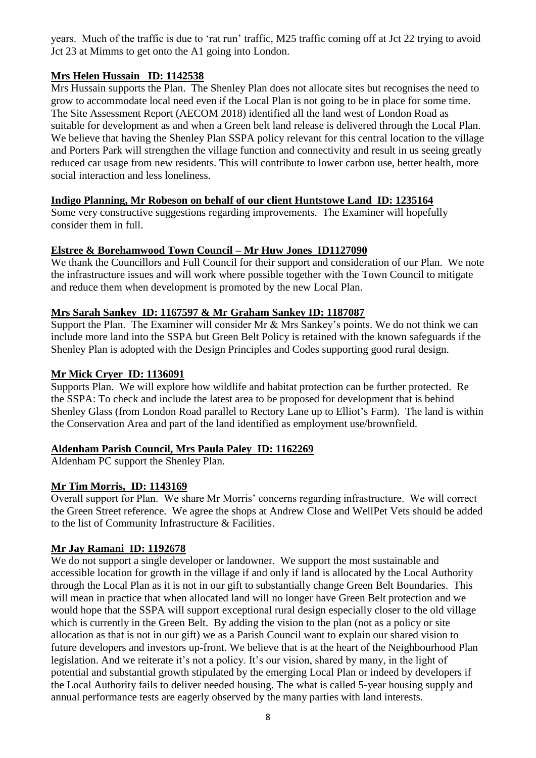years. Much of the traffic is due to 'rat run' traffic, M25 traffic coming off at Jct 22 trying to avoid Jct 23 at Mimms to get onto the A1 going into London.

**Mrs Helen Hussain ID: 1142538**

Mrs Hussain supports the Plan. The Shenley Plan does not allocate sites but recognises the need to grow to accommodate local need even if the Local Plan is not going to be in place for some time. The Site Assessment Report (AECOM 2018) identified all the land west of London Road as suitable for development as and when a Green belt land release is delivered through the Local Plan. We believe that having the Shenley Plan SSPA policy relevant for this central location to the village and Porters Park will strengthen the village function and connectivity and result in us seeing greatly reduced car usage from new residents. This will contribute to lower carbon use, better health, more social interaction and less loneliness.

**Indigo Planning, Mr Robeson on behalf of our client Huntstowe Land ID: 1235164**

Some very constructive suggestions regarding improvements. The Examiner will hopefully consider them in full.

**Elstree & Borehamwood Town Council – Mr Huw Jones ID1127090**

We thank the Councillors and Full Council for their support and consideration of our Plan. We note the infrastructure issues and will work where possible together with the Town Council to mitigate and reduce them when development is promoted by the new Local Plan.

**Mrs Sarah Sankey ID: 1167597 & Mr Graham Sankey ID: 1187087**

Support the Plan. The Examiner will consider Mr & Mrs Sankey's points. We do not think we can include more land into the SSPA but Green Belt Policy is retained with the known safeguards if the Shenley Plan is adopted with the Design Principles and Codes supporting good rural design.

**Mr Mick Cryer ID: 1136091**

Supports Plan. We will explore how wildlife and habitat protection can be further protected. Re the SSPA: To check and include the latest area to be proposed for development that is behind Shenley Glass (from London Road parallel to Rectory Lane up to Elliot's Farm). The land is within the Conservation Area and part of the land identified as employment use/brownfield.

**Aldenham Parish Council, Mrs Paula Paley ID: 1162269**

Aldenham PC support the Shenley Plan.

**Mr Tim Morris, ID: 1143169**

Overall support for Plan. We share Mr Morris' concerns regarding infrastructure. We will correct the Green Street reference. We agree the shops at Andrew Close and WellPet Vets should be added to the list of Community Infrastructure & Facilities.

**Mr Jay Ramani ID: 1192678**

We do not support a single developer or landowner. We support the most sustainable and accessible location for growth in the village if and only if land is allocated by the Local Authority through the Local Plan as it is not in our gift to substantially change Green Belt Boundaries. This will mean in practice that when allocated land will no longer have Green Belt protection and we would hope that the SSPA will support exceptional rural design especially closer to the old village which is currently in the Green Belt. By adding the vision to the plan (not as a policy or site allocation as that is not in our gift) we as a Parish Council want to explain our shared vision to future developers and investors up-front. We believe that is at the heart of the Neighbourhood Plan legislation. And we reiterate it's not a policy. It's our vision, shared by many, in the light of potential and substantial growth stipulated by the emerging Local Plan or indeed by developers if the Local Authority fails to deliver needed housing. The what is called 5-year housing supply and annual performance tests are eagerly observed by the many parties with land interests.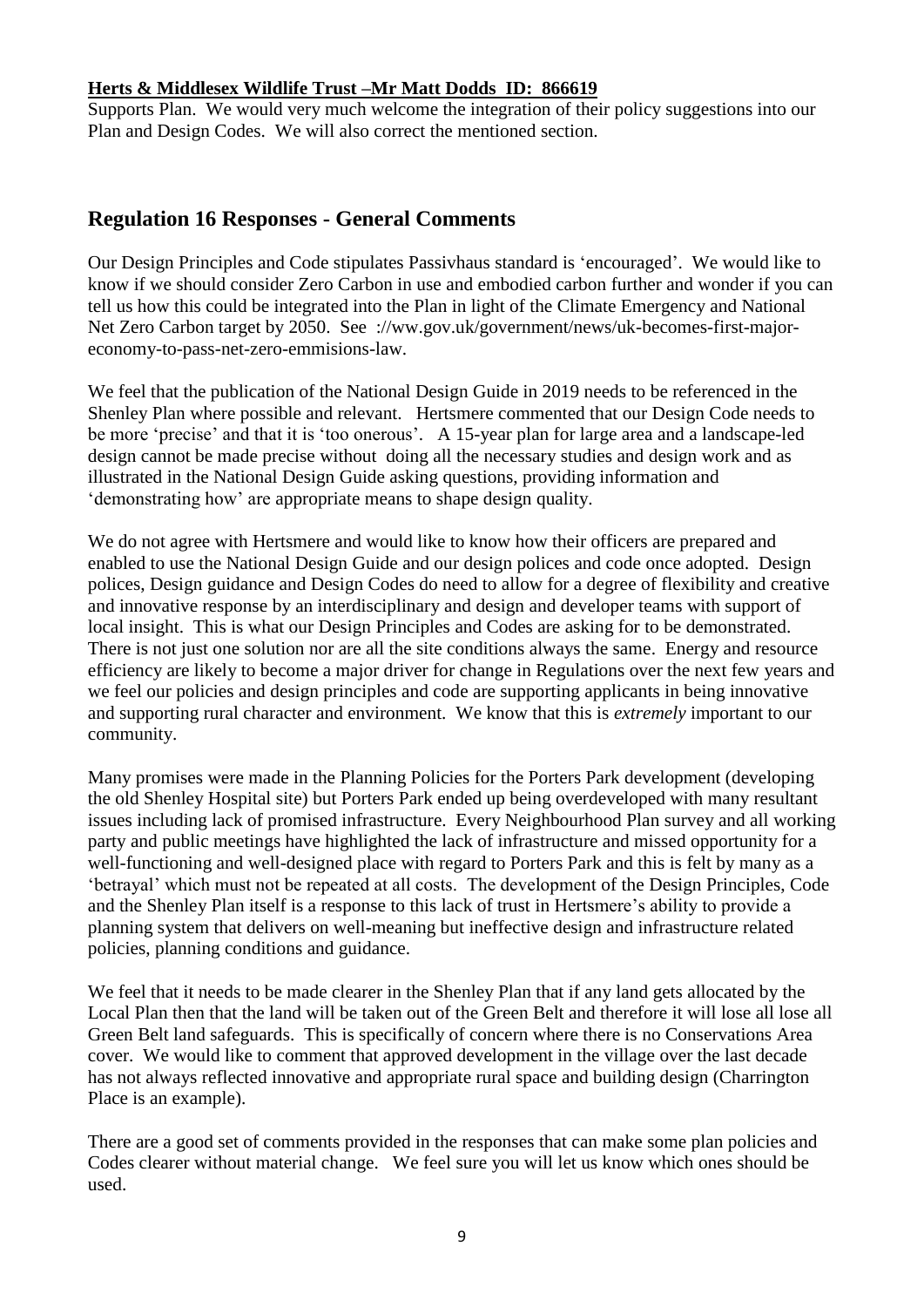**Herts & Middlesex Wildlife Trust –Mr Matt Dodds ID: 866619**

Supports Plan. We would very much welcome the integration of their policy suggestions into our Plan and Design Codes. We will also correct the mentioned section.

## Regulation 16 Responses - General Comments

Our Design Principles and Code stipulates Passivhaus standard is 'encouraged'. We would like to know if we should consider Zero Carbon in use and embodied carbon further and wonder if you can tell us how this could be integrated into the Plan in light of the Climate Emergency and National Net Zero Carbon target by 2050. See ://ww.gov.uk/government/news/uk-becomes-first-major-economy-to-pass-net-zero-emmisions-law.

We feel that the publication of the National Design Guide in 2019 needs to be referenced in the Shenley Plan where possible and relevant. Hertsmere commented that our Design Code needs to be more 'precise' and that it is 'too onerous'. A 15-year plan for large area and a landscape-led design cannot be made precise without doing all the necessary studies and design work and as illustrated in the National Design Guide asking questions, providing information and 'demonstrating how' are appropriate means to shape design quality.

We do not agree with Hertsmere and would like to know how their officers are prepared and enabled to use the National Design Guide and our design polices and code once adopted. Design polices, Design guidance and Design Codes do need to allow for a degree of flexibility and creative and innovative response by an interdisciplinary and design and developer teams with support of local insight. This is what our Design Principles and Codes are asking for to be demonstrated. There is not just one solution nor are all the site conditions always the same. Energy and resource efficiency are likely to become a major driver for change in Regulations over the next few years and we feel our policies and design principles and code are supporting applicants in being innovative and supporting rural character and environment. We know that this is *extremely* important to our community.

Many promises were made in the Planning Policies for the Porters Park development (developing the old Shenley Hospital site) but Porters Park ended up being overdeveloped with many resultant issues including lack of promised infrastructure. Every Neighbourhood Plan survey and all working party and public meetings have highlighted the lack of infrastructure and missed opportunity for a well-functioning and well-designed place with regard to Porters Park and this is felt by many as a 'betrayal' which must not be repeated at all costs. The development of the Design Principles, Code and the Shenley Plan itself is a response to this lack of trust in Hertsmere's ability to provide a planning system that delivers on well-meaning but ineffective design and infrastructure related policies, planning conditions and guidance.

We feel that it needs to be made clearer in the Shenley Plan that if any land gets allocated by the Local Plan then that the land will be taken out of the Green Belt and therefore it will lose all lose all Green Belt land safeguards. This is specifically of concern where there is no Conservations Area cover. We would like to comment that approved development in the village over the last decade has not always reflected innovative and appropriate rural space and building design (Charrington Place is an example).

There are a good set of comments provided in the responses that can make some plan policies and Codes clearer without material change. We feel sure you will let us know which ones should be used.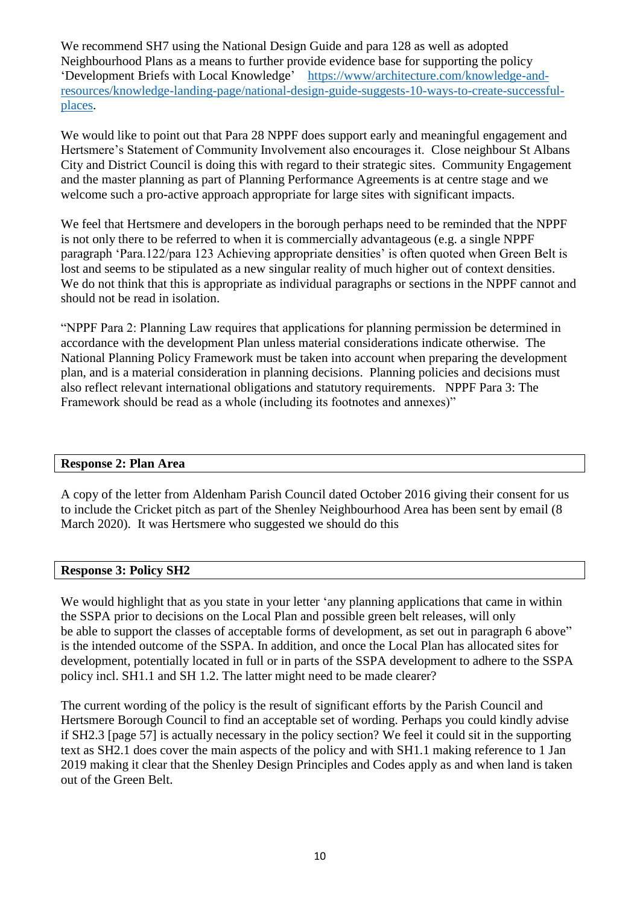We recommend SH7 using the National Design Guide and para 128 as well as adopted Neighbourhood Plans as a means to further provide evidence base for supporting the policy 'Development Briefs with Local Knowledge' [https://www.architecture.com/knowledge-and-resources/knowledge-landing-page/national-design-guide-suggests-10-ways-to-create-successful-places](https://www.architecture.com/knowledge-and-resources/knowledge-landing-page/national-design-guide-suggests-10-ways-to-create-successful-places).

We would like to point out that Para 28 NPPF does support early and meaningful engagement and Hertsmere's Statement of Community Involvement also encourages it. Close neighbour St Albans City and District Council is doing this with regard to their strategic sites. Community Engagement and the master planning as part of Planning Performance Agreements is at centre stage and we welcome such a pro-active approach appropriate for large sites with significant impacts.

We feel that Hertsmere and developers in the borough perhaps need to be reminded that the NPPF is not only there to be referred to when it is commercially advantageous (e.g. a single NPPF paragraph 'Para.122/para 123 Achieving appropriate densities' is often quoted when Green Belt is lost and seems to be stipulated as a new singular reality of much higher out of context densities. We do not think that this is appropriate as individual paragraphs or sections in the NPPF cannot and should not be read in isolation.

"NPPF Para 2: Planning Law requires that applications for planning permission be determined in accordance with the development Plan unless material considerations indicate otherwise. The National Planning Policy Framework must be taken into account when preparing the development plan, and is a material consideration in planning decisions. Planning policies and decisions must also reflect relevant international obligations and statutory requirements. NPPF Para 3: The Framework should be read as a whole (including its footnotes and annexes)"

**Response 2: Plan Area**

A copy of the letter from Aldenham Parish Council dated October 2016 giving their consent for us to include the Cricket pitch as part of the Shenley Neighbourhood Area has been sent by email (8 March 2020). It was Hertsmere who suggested we should do this

**Response 3: Policy SH2**

We would highlight that as you state in your letter 'any planning applications that came in within the SSPA prior to decisions on the Local Plan and possible green belt releases, will only be able to support the classes of acceptable forms of development, as set out in paragraph 6 above" is the intended outcome of the SSPA. In addition, and once the Local Plan has allocated sites for development, potentially located in full or in parts of the SSPA development to adhere to the SSPA policy incl. SH1.1 and SH 1.2. The latter might need to be made clearer?

The current wording of the policy is the result of significant efforts by the Parish Council and Hertsmere Borough Council to find an acceptable set of wording. Perhaps you could kindly advise if SH2.3 [page 57] is actually necessary in the policy section? We feel it could sit in the supporting text as SH2.1 does cover the main aspects of the policy and with SH1.1 making reference to 1 Jan 2019 making it clear that the Shenley Design Principles and Codes apply as and when land is taken out of the Green Belt.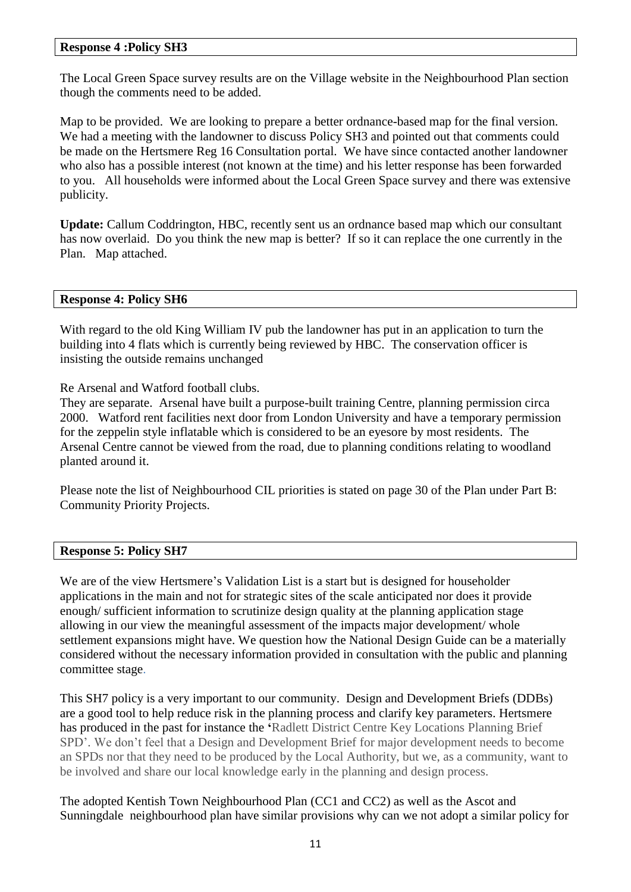**Response 4 :Policy SH3**

The Local Green Space survey results are on the Village website in the Neighbourhood Plan section though the comments need to be added.

Map to be provided. We are looking to prepare a better ordnance-based map for the final version. We had a meeting with the landowner to discuss Policy SH3 and pointed out that comments could be made on the Hertsmere Reg 16 Consultation portal. We have since contacted another landowner who also has a possible interest (not known at the time) and his letter response has been forwarded to you. All households were informed about the Local Green Space survey and there was extensive publicity.

**Update:** Callum Coddrington, HBC, recently sent us an ordnance based map which our consultant has now overlaid. Do you think the new map is better? If so it can replace the one currently in the Plan. Map attached.

**Response 4: Policy SH6**

With regard to the old King William IV pub the landowner has put in an application to turn the building into 4 flats which is currently being reviewed by HBC. The conservation officer is insisting the outside remains unchanged

Re Arsenal and Watford football clubs.
They are separate. Arsenal have built a purpose-built training Centre, planning permission circa 2000. Watford rent facilities next door from London University and have a temporary permission for the zeppelin style inflatable which is considered to be an eyesore by most residents. The Arsenal Centre cannot be viewed from the road, due to planning conditions relating to woodland planted around it.

Please note the list of Neighbourhood CIL priorities is stated on page 30 of the Plan under Part B: Community Priority Projects.

**Response 5: Policy SH7**

We are of the view Hertsmere's Validation List is a start but is designed for householder applications in the main and not for strategic sites of the scale anticipated nor does it provide enough/ sufficient information to scrutinize design quality at the planning application stage allowing in our view the meaningful assessment of the impacts major development/ whole settlement expansions might have. We question how the National Design Guide can be a materially considered without the necessary information provided in consultation with the public and planning committee stage.

This SH7 policy is a very important to our community. Design and Development Briefs (DDBs) are a good tool to help reduce risk in the planning process and clarify key parameters. Hertsmere has produced in the past for instance the 'Radlett District Centre Key Locations Planning Brief SPD'. We don't feel that a Design and Development Brief for major development needs to become an SPDs nor that they need to be produced by the Local Authority, but we, as a community, want to be involved and share our local knowledge early in the planning and design process.

The adopted Kentish Town Neighbourhood Plan (CC1 and CC2) as well as the Ascot and Sunningdale neighbourhood plan have similar provisions why can we not adopt a similar policy for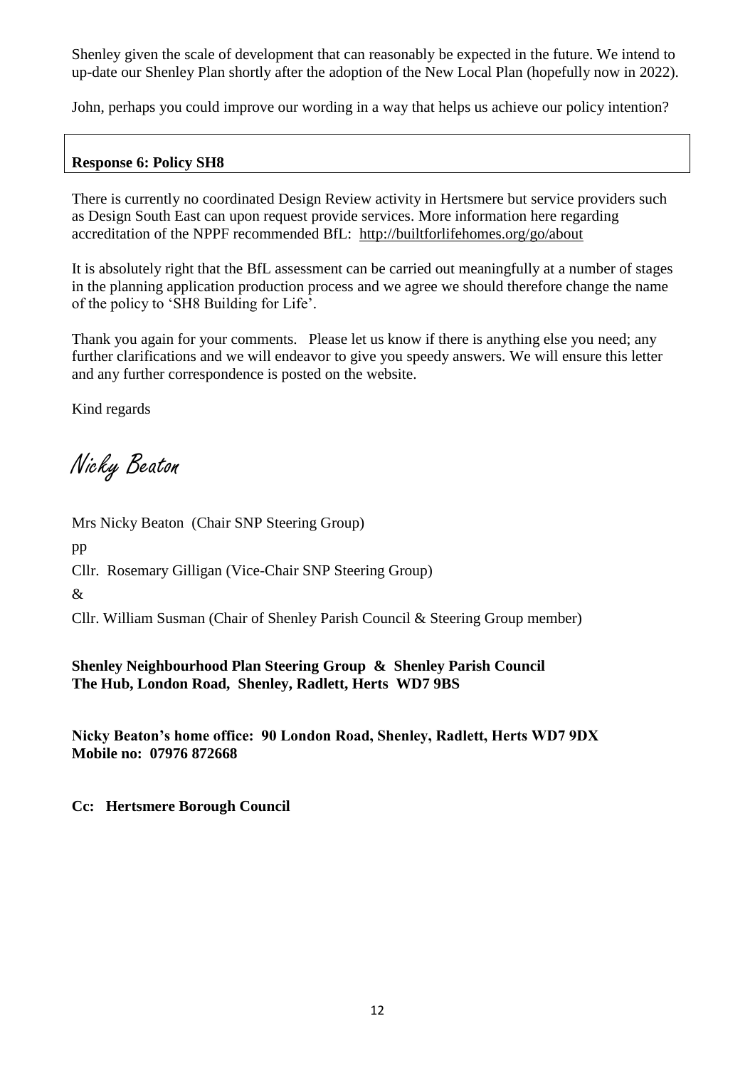Shenley given the scale of development that can reasonably be expected in the future. We intend to up-date our Shenley Plan shortly after the adoption of the New Local Plan (hopefully now in 2022).

John, perhaps you could improve our wording in a way that helps us achieve our policy intention?

**Response 6: Policy SH8**

There is currently no coordinated Design Review activity in Hertsmere but service providers such as Design South East can upon request provide services. More information here regarding accreditation of the NPPF recommended BfL: http://builtforlifehomes.org/go/about

It is absolutely right that the BfL assessment can be carried out meaningfully at a number of stages in the planning application production process and we agree we should therefore change the name of the policy to 'SH8 Building for Life'.

Thank you again for your comments. Please let us know if there is anything else you need; any further clarifications and we will endeavor to give you speedy answers. We will ensure this letter and any further correspondence is posted on the website.

Kind regards

*Nicky Beaton*

Mrs Nicky Beaton (Chair SNP Steering Group)

pp

Cllr. Rosemary Gilligan (Vice-Chair SNP Steering Group)

&

Cllr. William Susman (Chair of Shenley Parish Council & Steering Group member)

**Shenley Neighbourhood Plan Steering Group & Shenley Parish Council**
**The Hub, London Road, Shenley, Radlett, Herts WD7 9BS**

**Nicky Beaton's home office: 90 London Road, Shenley, Radlett, Herts WD7 9DX**
**Mobile no: 07976 872668**

**Cc: Hertsmere Borough Council**